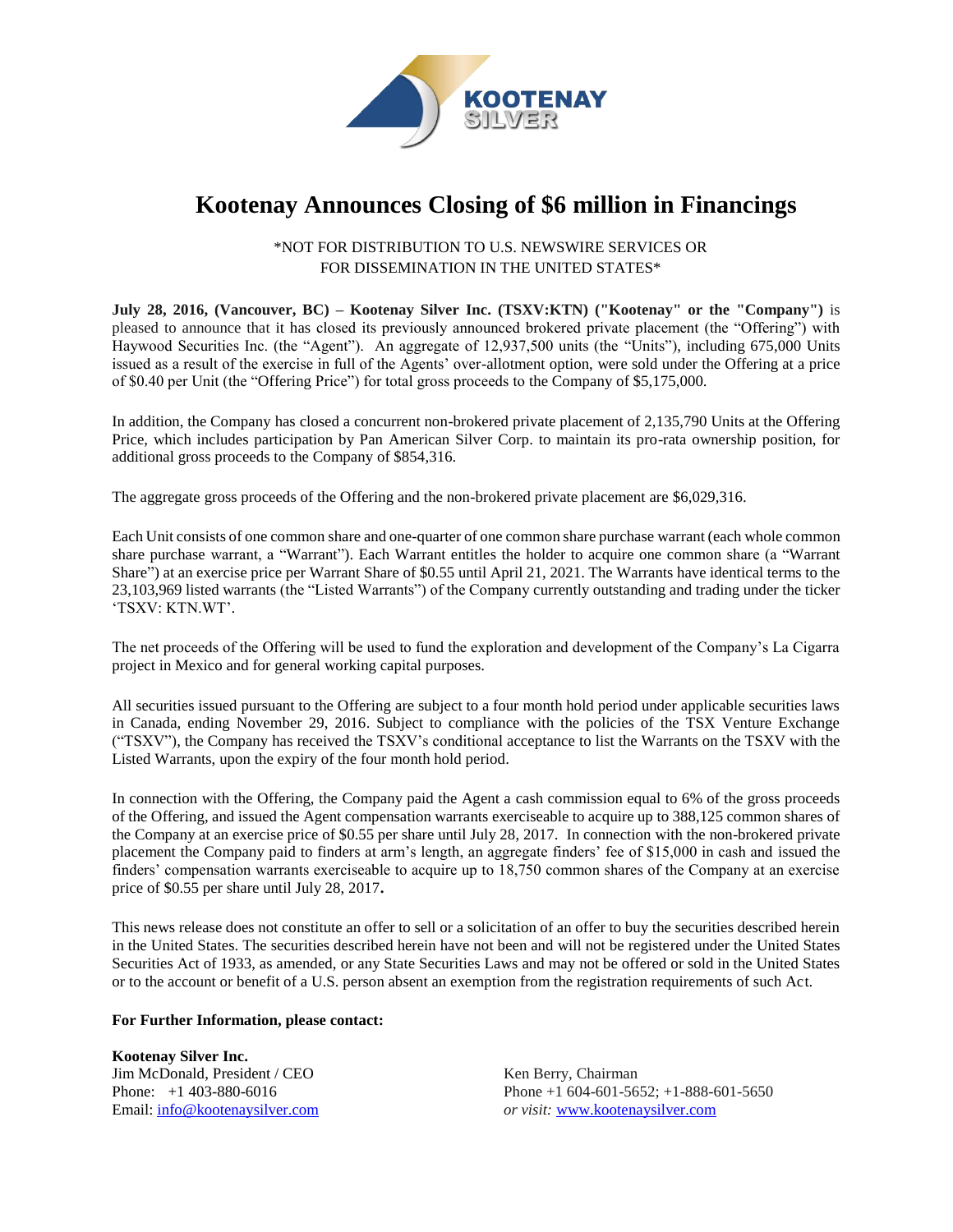# Kootenay Announces Closing of $6 million in Financings

\*NOT FOR DISTRIBUTION TO U.S. NEWSWIRE SERVICES OR FOR DISSEMINATION IN THE UNITED STATES\*

**July 28, 2016, (Vancouver, BC) – Kootenay Silver Inc. (TSXV:KTN) ("Kootenay" or the "Company")** is pleased to announce that it has closed its previously announced brokered private placement (the "Offering") with Haywood Securities Inc. (the "Agent"). An aggregate of 12,937,500 units (the "Units"), including 675,000 Units issued as a result of the exercise in full of the Agents' over-allotment option, were sold under the Offering at a price of $0.40 per Unit (the "Offering Price") for total gross proceeds to the Company of $5,175,000.

In addition, the Company has closed a concurrent non-brokered private placement of 2,135,790 Units at the Offering Price, which includes participation by Pan American Silver Corp. to maintain its pro-rata ownership position, for additional gross proceeds to the Company of $854,316.

The aggregate gross proceeds of the Offering and the non-brokered private placement are $6,029,316.

Each Unit consists of one common share and one-quarter of one common share purchase warrant (each whole common share purchase warrant, a "Warrant"). Each Warrant entitles the holder to acquire one common share (a "Warrant Share") at an exercise price per Warrant Share of $0.55 until April 21, 2021. The Warrants have identical terms to the 23,103,969 listed warrants (the "Listed Warrants") of the Company currently outstanding and trading under the ticker 'TSXV: KTN.WT'.

The net proceeds of the Offering will be used to fund the exploration and development of the Company's La Cigarra project in Mexico and for general working capital purposes.

All securities issued pursuant to the Offering are subject to a four month hold period under applicable securities laws in Canada, ending November 29, 2016. Subject to compliance with the policies of the TSX Venture Exchange ("TSXV"), the Company has received the TSXV's conditional acceptance to list the Warrants on the TSXV with the Listed Warrants, upon the expiry of the four month hold period.

In connection with the Offering, the Company paid the Agent a cash commission equal to 6% of the gross proceeds of the Offering, and issued the Agent compensation warrants exerciseable to acquire up to 388,125 common shares of the Company at an exercise price of $0.55 per share until July 28, 2017. In connection with the non-brokered private placement the Company paid to finders at arm's length, an aggregate finders' fee of $15,000 in cash and issued the finders' compensation warrants exerciseable to acquire up to 18,750 common shares of the Company at an exercise price of $0.55 per share until July 28, 2017.

This news release does not constitute an offer to sell or a solicitation of an offer to buy the securities described herein in the United States. The securities described herein have not been and will not be registered under the United States Securities Act of 1933, as amended, or any State Securities Laws and may not be offered or sold in the United States or to the account or benefit of a U.S. person absent an exemption from the registration requirements of such Act.

**For Further Information, please contact:**

**Kootenay Silver Inc.**
Jim McDonald, President / CEO
Phone: +1 403-880-6016
Email: info@kootenaysilver.com

Ken Berry, Chairman
Phone +1 604-601-5652; +1-888-601-5650
*or visit:* www.kootenaysilver.com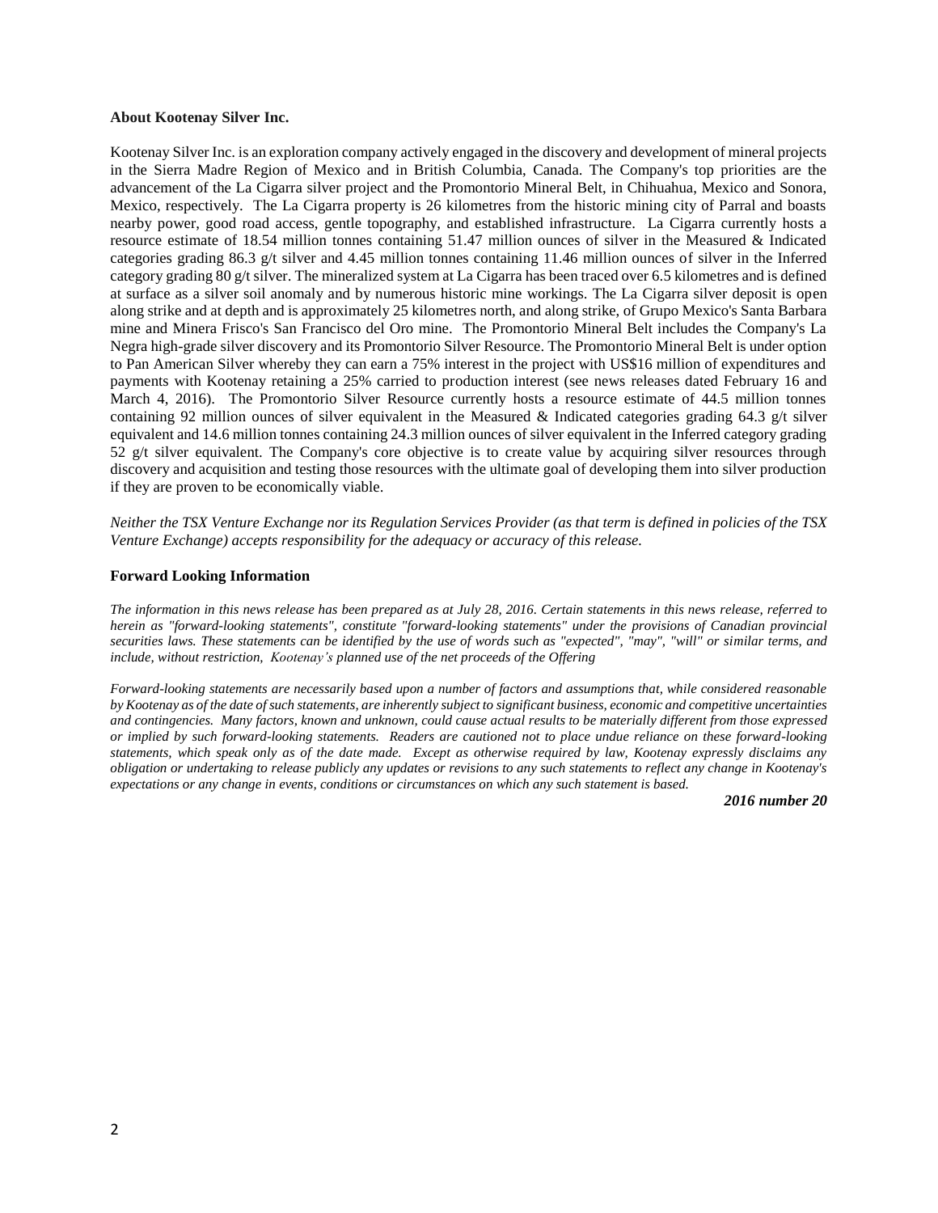**About Kootenay Silver Inc.**

Kootenay Silver Inc. is an exploration company actively engaged in the discovery and development of mineral projects in the Sierra Madre Region of Mexico and in British Columbia, Canada. The Company's top priorities are the advancement of the La Cigarra silver project and the Promontorio Mineral Belt, in Chihuahua, Mexico and Sonora, Mexico, respectively. The La Cigarra property is 26 kilometres from the historic mining city of Parral and boasts nearby power, good road access, gentle topography, and established infrastructure. La Cigarra currently hosts a resource estimate of 18.54 million tonnes containing 51.47 million ounces of silver in the Measured & Indicated categories grading 86.3 g/t silver and 4.45 million tonnes containing 11.46 million ounces of silver in the Inferred category grading 80 g/t silver. The mineralized system at La Cigarra has been traced over 6.5 kilometres and is defined at surface as a silver soil anomaly and by numerous historic mine workings. The La Cigarra silver deposit is open along strike and at depth and is approximately 25 kilometres north, and along strike, of Grupo Mexico's Santa Barbara mine and Minera Frisco's San Francisco del Oro mine. The Promontorio Mineral Belt includes the Company's La Negra high-grade silver discovery and its Promontorio Silver Resource. The Promontorio Mineral Belt is under option to Pan American Silver whereby they can earn a 75% interest in the project with US$16 million of expenditures and payments with Kootenay retaining a 25% carried to production interest (see news releases dated February 16 and March 4, 2016). The Promontorio Silver Resource currently hosts a resource estimate of 44.5 million tonnes containing 92 million ounces of silver equivalent in the Measured & Indicated categories grading 64.3 g/t silver equivalent and 14.6 million tonnes containing 24.3 million ounces of silver equivalent in the Inferred category grading 52 g/t silver equivalent. The Company's core objective is to create value by acquiring silver resources through discovery and acquisition and testing those resources with the ultimate goal of developing them into silver production if they are proven to be economically viable.

*Neither the TSX Venture Exchange nor its Regulation Services Provider (as that term is defined in policies of the TSX Venture Exchange) accepts responsibility for the adequacy or accuracy of this release.*

**Forward Looking Information**

*The information in this news release has been prepared as at July 28, 2016. Certain statements in this news release, referred to herein as "forward-looking statements", constitute "forward-looking statements" under the provisions of Canadian provincial securities laws. These statements can be identified by the use of words such as "expected", "may", "will" or similar terms, and include, without restriction, Kootenay's planned use of the net proceeds of the Offering*

*Forward-looking statements are necessarily based upon a number of factors and assumptions that, while considered reasonable by Kootenay as of the date of such statements, are inherently subject to significant business, economic and competitive uncertainties and contingencies. Many factors, known and unknown, could cause actual results to be materially different from those expressed or implied by such forward-looking statements. Readers are cautioned not to place undue reliance on these forward-looking statements, which speak only as of the date made. Except as otherwise required by law, Kootenay expressly disclaims any obligation or undertaking to release publicly any updates or revisions to any such statements to reflect any change in Kootenay's expectations or any change in events, conditions or circumstances on which any such statement is based.*

***2016 number 20***